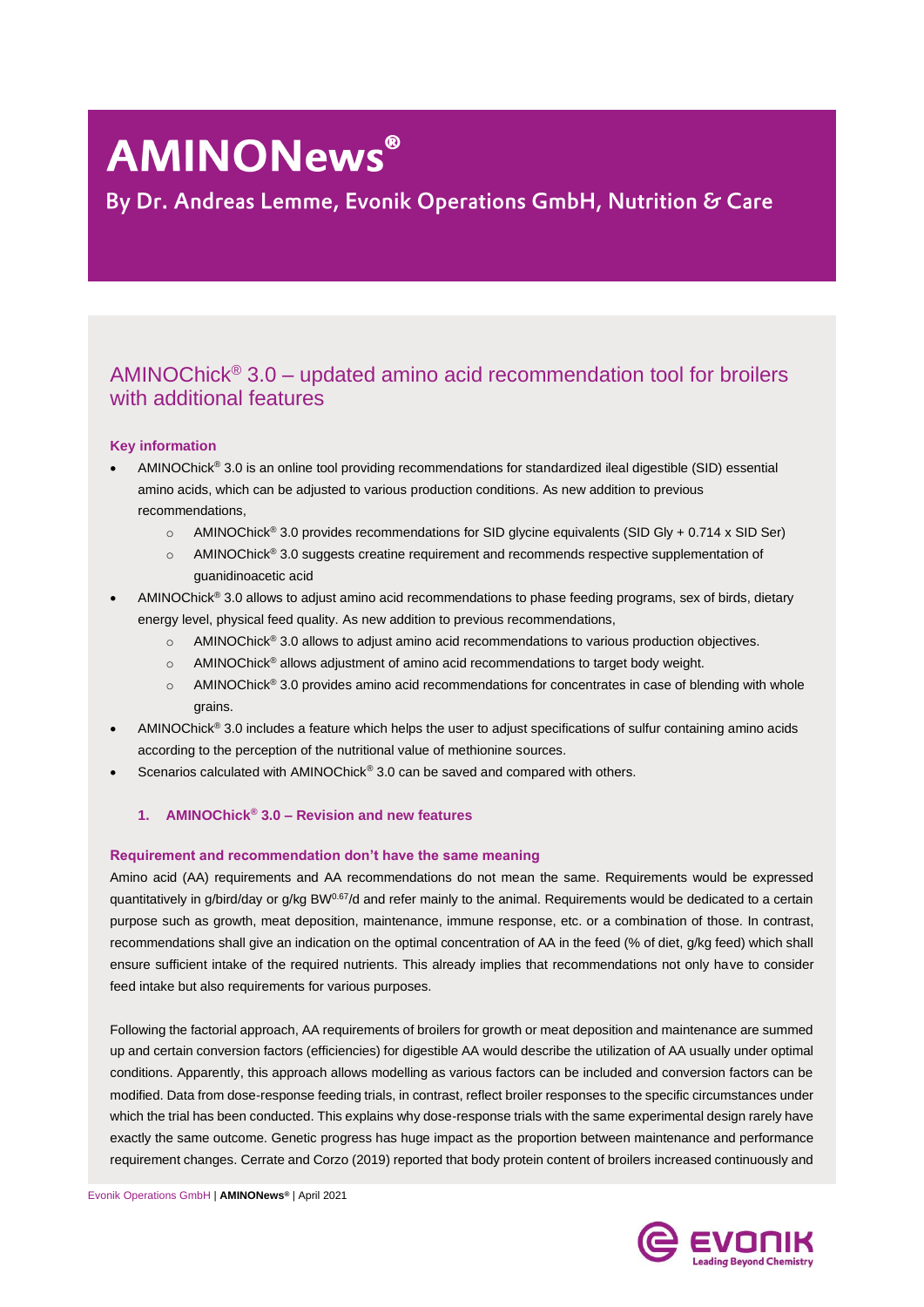# AMINONews®

By Dr. Andreas Lemme, Evonik Operations GmbH, Nutrition & Care

## AMINOChick® 3.0 – updated amino acid recommendation tool for broilers with additional features

**Key information**

- AMINOChick® 3.0 is an online tool providing recommendations for standardized ileal digestible (SID) essential amino acids, which can be adjusted to various production conditions. As new addition to previous recommendations,
    - AMINOChick® 3.0 provides recommendations for SID glycine equivalents (SID Gly + 0.714 x SID Ser)
    - AMINOChick® 3.0 suggests creatine requirement and recommends respective supplementation of guanidinoacetic acid
- AMINOChick® 3.0 allows to adjust amino acid recommendations to phase feeding programs, sex of birds, dietary energy level, physical feed quality. As new addition to previous recommendations,
    - AMINOChick® 3.0 allows to adjust amino acid recommendations to various production objectives.
    - AMINOChick® allows adjustment of amino acid recommendations to target body weight.
    - AMINOChick® 3.0 provides amino acid recommendations for concentrates in case of blending with whole grains.
- AMINOChick® 3.0 includes a feature which helps the user to adjust specifications of sulfur containing amino acids according to the perception of the nutritional value of methionine sources.
- Scenarios calculated with AMINOChick® 3.0 can be saved and compared with others.

### 1. AMINOChick® 3.0 – Revision and new features

**Requirement and recommendation don't have the same meaning**

Amino acid (AA) requirements and AA recommendations do not mean the same. Requirements would be expressed quantitatively in g/bird/day or g/kg $BW^{0.67}$/d and refer mainly to the animal. Requirements would be dedicated to a certain purpose such as growth, meat deposition, maintenance, immune response, etc. or a combination of those. In contrast, recommendations shall give an indication on the optimal concentration of AA in the feed (% of diet, g/kg feed) which shall ensure sufficient intake of the required nutrients. This already implies that recommendations not only have to consider feed intake but also requirements for various purposes.

Following the factorial approach, AA requirements of broilers for growth or meat deposition and maintenance are summed up and certain conversion factors (efficiencies) for digestible AA would describe the utilization of AA usually under optimal conditions. Apparently, this approach allows modelling as various factors can be included and conversion factors can be modified. Data from dose-response feeding trials, in contrast, reflect broiler responses to the specific circumstances under which the trial has been conducted. This explains why dose-response trials with the same experimental design rarely have exactly the same outcome. Genetic progress has huge impact as the proportion between maintenance and performance requirement changes. Cerrate and Corzo (2019) reported that body protein content of broilers increased continuously and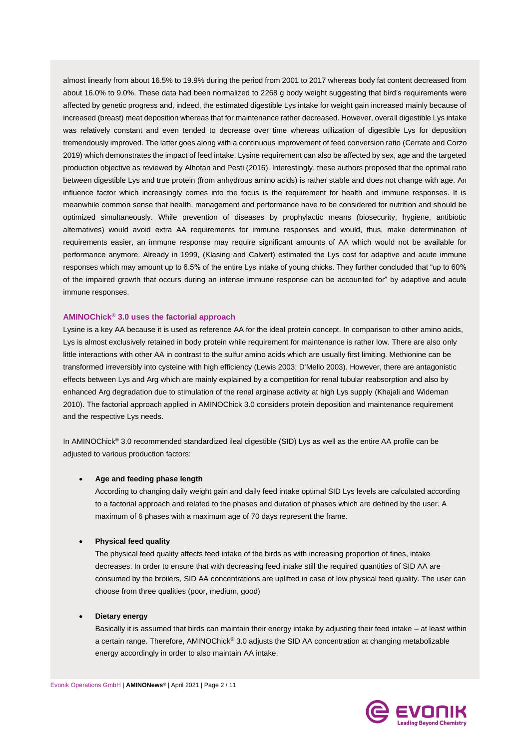almost linearly from about 16.5% to 19.9% during the period from 2001 to 2017 whereas body fat content decreased from about 16.0% to 9.0%. These data had been normalized to 2268 g body weight suggesting that bird's requirements were affected by genetic progress and, indeed, the estimated digestible Lys intake for weight gain increased mainly because of increased (breast) meat deposition whereas that for maintenance rather decreased. However, overall digestible Lys intake was relatively constant and even tended to decrease over time whereas utilization of digestible Lys for deposition tremendously improved. The latter goes along with a continuous improvement of feed conversion ratio (Cerrate and Corzo 2019) which demonstrates the impact of feed intake. Lysine requirement can also be affected by sex, age and the targeted production objective as reviewed by Alhotan and Pesti (2016). Interestingly, these authors proposed that the optimal ratio between digestible Lys and true protein (from anhydrous amino acids) is rather stable and does not change with age. An influence factor which increasingly comes into the focus is the requirement for health and immune responses. It is meanwhile common sense that health, management and performance have to be considered for nutrition and should be optimized simultaneously. While prevention of diseases by prophylactic means (biosecurity, hygiene, antibiotic alternatives) would avoid extra AA requirements for immune responses and would, thus, make determination of requirements easier, an immune response may require significant amounts of AA which would not be available for performance anymore. Already in 1999, (Klasing and Calvert) estimated the Lys cost for adaptive and acute immune responses which may amount up to 6.5% of the entire Lys intake of young chicks. They further concluded that "up to 60% of the impaired growth that occurs during an intense immune response can be accounted for" by adaptive and acute immune responses.

### AMINOChick® 3.0 uses the factorial approach

Lysine is a key AA because it is used as reference AA for the ideal protein concept. In comparison to other amino acids, Lys is almost exclusively retained in body protein while requirement for maintenance is rather low. There are also only little interactions with other AA in contrast to the sulfur amino acids which are usually first limiting. Methionine can be transformed irreversibly into cysteine with high efficiency (Lewis 2003; D'Mello 2003). However, there are antagonistic effects between Lys and Arg which are mainly explained by a competition for renal tubular reabsorption and also by enhanced Arg degradation due to stimulation of the renal arginase activity at high Lys supply (Khajali and Wideman 2010). The factorial approach applied in AMINOChick 3.0 considers protein deposition and maintenance requirement and the respective Lys needs.

In AMINOChick® 3.0 recommended standardized ileal digestible (SID) Lys as well as the entire AA profile can be adjusted to various production factors:

- **Age and feeding phase length**
  According to changing daily weight gain and daily feed intake optimal SID Lys levels are calculated according to a factorial approach and related to the phases and duration of phases which are defined by the user. A maximum of 6 phases with a maximum age of 70 days represent the frame.

- **Physical feed quality**
  The physical feed quality affects feed intake of the birds as with increasing proportion of fines, intake decreases. In order to ensure that with decreasing feed intake still the required quantities of SID AA are consumed by the broilers, SID AA concentrations are uplifted in case of low physical feed quality. The user can choose from three qualities (poor, medium, good)

- **Dietary energy**
  Basically it is assumed that birds can maintain their energy intake by adjusting their feed intake – at least within a certain range. Therefore, AMINOChick® 3.0 adjusts the SID AA concentration at changing metabolizable energy accordingly in order to also maintain AA intake.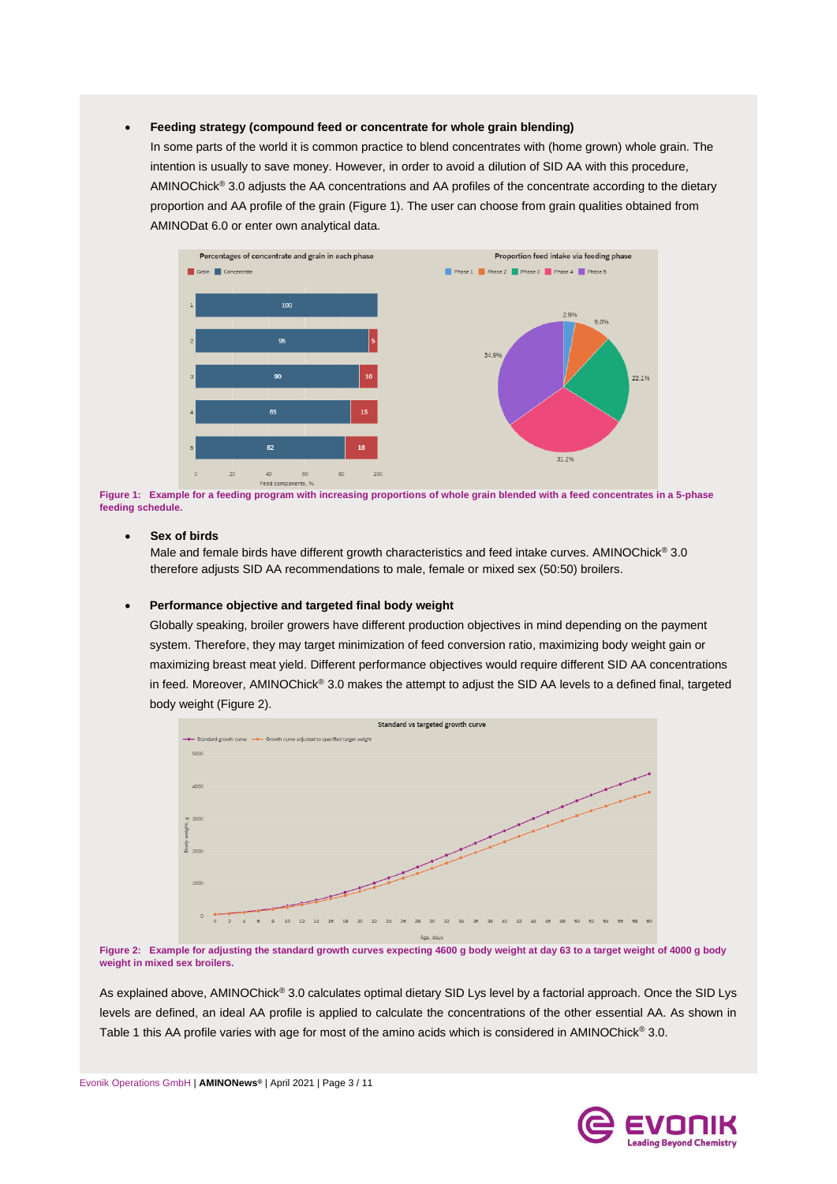- **Feeding strategy (compound feed or concentrate for whole grain blending)**
  In some parts of the world it is common practice to blend concentrates with (home grown) whole grain. The intention is usually to save money. However, in order to avoid a dilution of SID AA with this procedure, AMINOChick® 3.0 adjusts the AA concentrations and AA profiles of the concentrate according to the dietary proportion and AA profile of the grain (Figure 1). The user can choose from grain qualities obtained from AMINODat 6.0 or enter own analytical data.

**Figure 1: Example for a feeding program with increasing proportions of whole grain blended with a feed concentrates in a 5-phase feeding schedule.**

- **Sex of birds**
  Male and female birds have different growth characteristics and feed intake curves. AMINOChick® 3.0 therefore adjusts SID AA recommendations to male, female or mixed sex (50:50) broilers.

- **Performance objective and targeted final body weight**
  Globally speaking, broiler growers have different production objectives in mind depending on the payment system. Therefore, they may target minimization of feed conversion ratio, maximizing body weight gain or maximizing breast meat yield. Different performance objectives would require different SID AA concentrations in feed. Moreover, AMINOChick® 3.0 makes the attempt to adjust the SID AA levels to a defined final, targeted body weight (Figure 2).

**Figure 2: Example for adjusting the standard growth curves expecting 4600 g body weight at day 63 to a target weight of 4000 g body weight in mixed sex broilers.**

As explained above, AMINOChick® 3.0 calculates optimal dietary SID Lys level by a factorial approach. Once the SID Lys levels are defined, an ideal AA profile is applied to calculate the concentrations of the other essential AA. As shown in Table 1 this AA profile varies with age for most of the amino acids which is considered in AMINOChick® 3.0.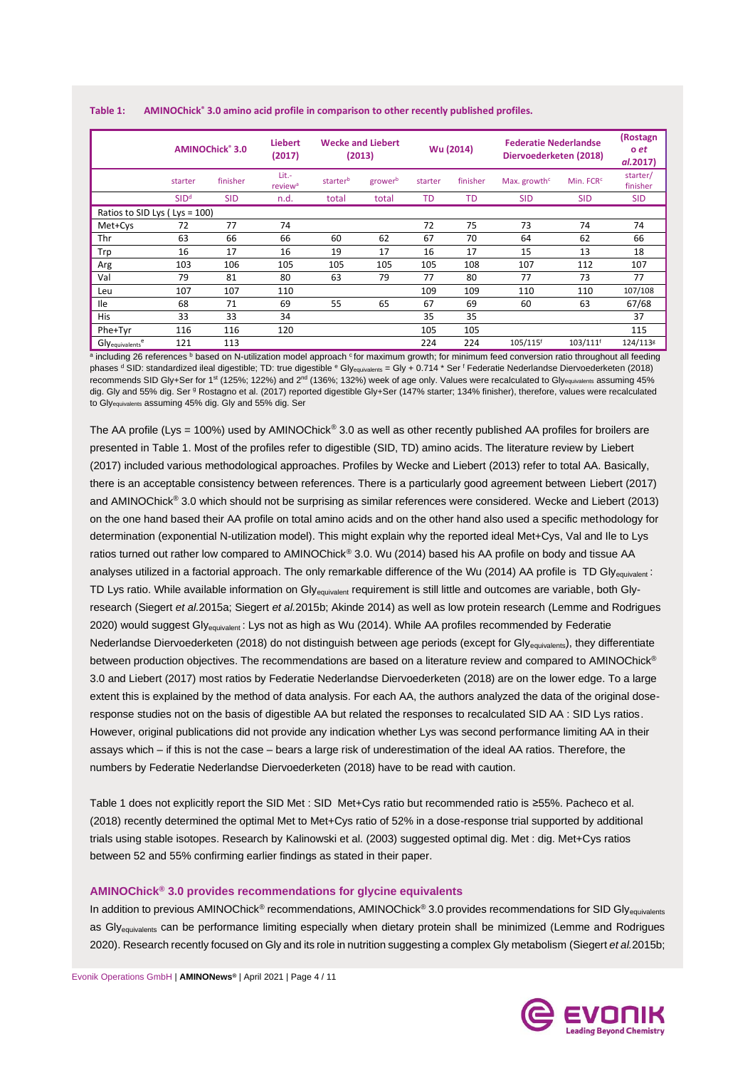**Table 1: AMINOChick® 3.0 amino acid profile in comparison to other recently published profiles.**

| | AMINOChick® 3.0 | | Liebert (2017) | Wecke and Liebert (2013) | | Wu (2014) | | Federatie Nederlandse Diervoederketen (2018) | | (Rostagno *et al.*2017) |
|---|---|---|---|---|---|---|---|---|---|---|
| | starter | finisher | Lit.-review[a] | starter[b] | grower[b] | starter | finisher | Max. growth[c] | Min. FCR[c] | starter/ finisher |
| | SID[d] | SID | n.d. | total | total | TD | TD | SID | SID | SID |
| Ratios to SID Lys ( Lys = 100) | | | | | | | | | | |
| Met+Cys | 72 | 77 | 74 | | | 72 | 75 | 73 | 74 | 74 |
| Thr | 63 | 66 | 66 | 60 | 62 | 67 | 70 | 64 | 62 | 66 |
| Trp | 16 | 17 | 16 | 19 | 17 | 16 | 17 | 15 | 13 | 18 |
| Arg | 103 | 106 | 105 | 105 | 105 | 105 | 108 | 107 | 112 | 107 |
| Val | 79 | 81 | 80 | 63 | 79 | 77 | 80 | 77 | 73 | 77 |
| Leu | 107 | 107 | 110 | | | 109 | 109 | 110 | 110 | 107/108 |
| Ile | 68 | 71 | 69 | 55 | 65 | 67 | 69 | 60 | 63 | 67/68 |
| His | 33 | 33 | 34 | | | 35 | 35 | | | 37 |
| Phe+Tyr | 116 | 116 | 120 | | | 105 | 105 | | | 115 |
| $Gly_{equivalents}$[e] | 121 | 113 | | | | 224 | 224 | 105/115[f] | 103/111[f] | 124/113[g] |

[a] including 26 references [b] based on N-utilization model approach [c] for maximum growth; for minimum feed conversion ratio throughout all feeding phases [d] SID: standardized ileal digestible; TD: true digestible [e] $Gly_{equivalents}$ = Gly + 0.714 * Ser [f] Federatie Nederlandse Diervoederketen (2018) recommends SID Gly+Ser for 1st (125%; 122%) and 2nd (136%; 132%) week of age only. Values were recalculated to $Gly_{equivalents}$ assuming 45% dig. Gly and 55% dig. Ser [g] Rostagno et al. (2017) reported digestible Gly+Ser (147% starter; 134% finisher), therefore, values were recalculated to $Gly_{equivalents}$ assuming 45% dig. Gly and 55% dig. Ser

The AA profile (Lys = 100%) used by AMINOChick® 3.0 as well as other recently published AA profiles for broilers are presented in Table 1. Most of the profiles refer to digestible (SID, TD) amino acids. The literature review by Liebert (2017) included various methodological approaches. Profiles by Wecke and Liebert (2013) refer to total AA. Basically, there is an acceptable consistency between references. There is a particularly good agreement between Liebert (2017) and AMINOChick® 3.0 which should not be surprising as similar references were considered. Wecke and Liebert (2013) on the one hand based their AA profile on total amino acids and on the other hand also used a specific methodology for determination (exponential N-utilization model). This might explain why the reported ideal Met+Cys, Val and Ile to Lys ratios turned out rather low compared to AMINOChick® 3.0. Wu (2014) based his AA profile on body and tissue AA analyses utilized in a factorial approach. The only remarkable difference of the Wu (2014) AA profile is TD $Gly_{equivalent}$ : TD Lys ratio. While available information on $Gly_{equivalent}$ requirement is still little and outcomes are variable, both Gly-research (Siegert *et al.*2015a; Siegert *et al.*2015b; Akinde 2014) as well as low protein research (Lemme and Rodrigues 2020) would suggest $Gly_{equivalent}$ : Lys not as high as Wu (2014). While AA profiles recommended by Federatie Nederlandse Diervoederketen (2018) do not distinguish between age periods (except for $Gly_{equivalents}$), they differentiate between production objectives. The recommendations are based on a literature review and compared to AMINOChick® 3.0 and Liebert (2017) most ratios by Federatie Nederlandse Diervoederketen (2018) are on the lower edge. To a large extent this is explained by the method of data analysis. For each AA, the authors analyzed the data of the original dose-response studies not on the basis of digestible AA but related the responses to recalculated SID AA : SID Lys ratios. However, original publications did not provide any indication whether Lys was second performance limiting AA in their assays which – if this is not the case – bears a large risk of underestimation of the ideal AA ratios. Therefore, the numbers by Federatie Nederlandse Diervoederketen (2018) have to be read with caution.

Table 1 does not explicitly report the SID Met : SID Met+Cys ratio but recommended ratio is ≥55%. Pacheco et al. (2018) recently determined the optimal Met to Met+Cys ratio of 52% in a dose-response trial supported by additional trials using stable isotopes. Research by Kalinowski et al. (2003) suggested optimal dig. Met : dig. Met+Cys ratios between 52 and 55% confirming earlier findings as stated in their paper.

## AMINOChick® 3.0 provides recommendations for glycine equivalents

In addition to previous AMINOChick® recommendations, AMINOChick® 3.0 provides recommendations for SID $Gly_{equivalents}$ as $Gly_{equivalents}$ can be performance limiting especially when dietary protein shall be minimized (Lemme and Rodrigues 2020). Research recently focused on Gly and its role in nutrition suggesting a complex Gly metabolism (Siegert *et al.*2015b;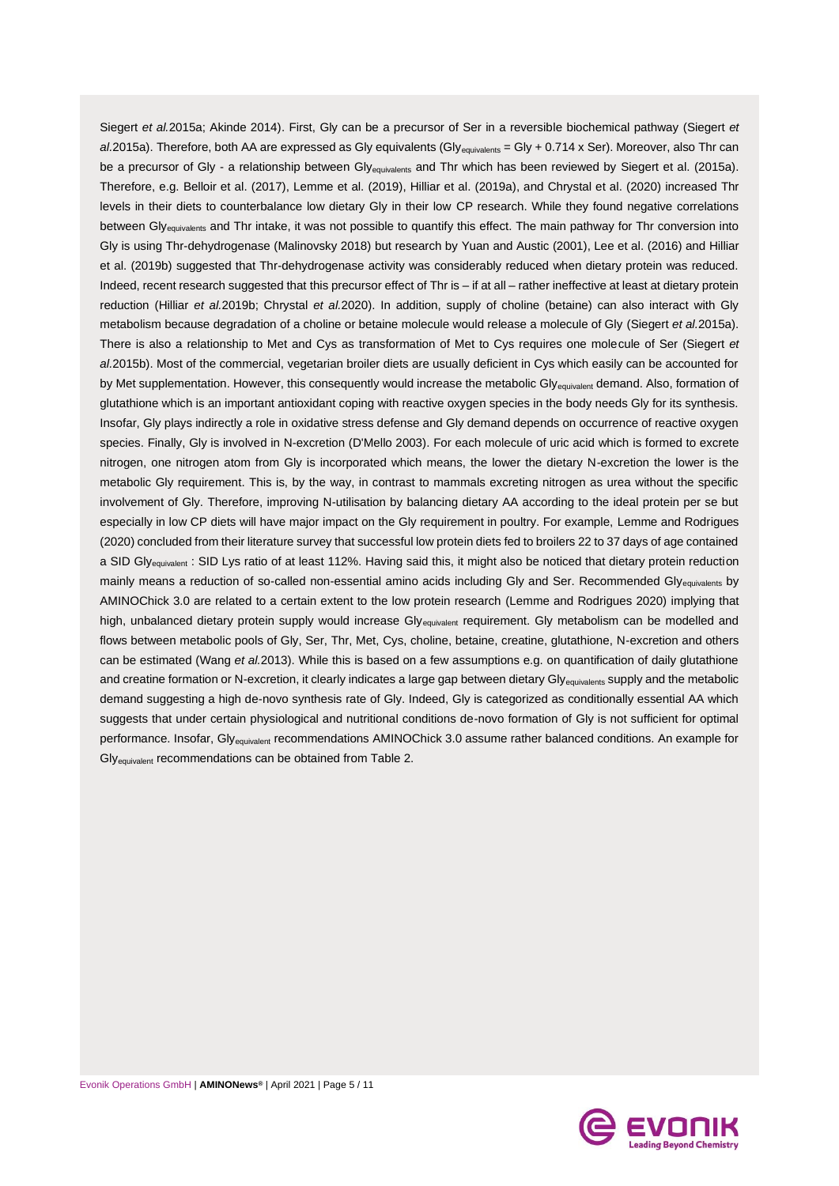Siegert *et al.*2015a; Akinde 2014). First, Gly can be a precursor of Ser in a reversible biochemical pathway (Siegert *et al.*2015a). Therefore, both AA are expressed as Gly equivalents ($Gly_{equivalents}$ = Gly + 0.714 x Ser). Moreover, also Thr can be a precursor of Gly - a relationship between $Gly_{equivalents}$ and Thr which has been reviewed by Siegert et al. (2015a). Therefore, e.g. Belloir et al. (2017), Lemme et al. (2019), Hilliar et al. (2019a), and Chrystal et al. (2020) increased Thr levels in their diets to counterbalance low dietary Gly in their low CP research. While they found negative correlations between $Gly_{equivalents}$ and Thr intake, it was not possible to quantify this effect. The main pathway for Thr conversion into Gly is using Thr-dehydrogenase (Malinovsky 2018) but research by Yuan and Austic (2001), Lee et al. (2016) and Hilliar et al. (2019b) suggested that Thr-dehydrogenase activity was considerably reduced when dietary protein was reduced. Indeed, recent research suggested that this precursor effect of Thr is – if at all – rather ineffective at least at dietary protein reduction (Hilliar *et al.*2019b; Chrystal *et al.*2020). In addition, supply of choline (betaine) can also interact with Gly metabolism because degradation of a choline or betaine molecule would release a molecule of Gly (Siegert *et al.*2015a). There is also a relationship to Met and Cys as transformation of Met to Cys requires one molecule of Ser (Siegert *et al.*2015b). Most of the commercial, vegetarian broiler diets are usually deficient in Cys which easily can be accounted for by Met supplementation. However, this consequently would increase the metabolic $Gly_{equivalent}$ demand. Also, formation of glutathione which is an important antioxidant coping with reactive oxygen species in the body needs Gly for its synthesis. Insofar, Gly plays indirectly a role in oxidative stress defense and Gly demand depends on occurrence of reactive oxygen species. Finally, Gly is involved in N-excretion (D'Mello 2003). For each molecule of uric acid which is formed to excrete nitrogen, one nitrogen atom from Gly is incorporated which means, the lower the dietary N-excretion the lower is the metabolic Gly requirement. This is, by the way, in contrast to mammals excreting nitrogen as urea without the specific involvement of Gly. Therefore, improving N-utilisation by balancing dietary AA according to the ideal protein per se but especially in low CP diets will have major impact on the Gly requirement in poultry. For example, Lemme and Rodrigues (2020) concluded from their literature survey that successful low protein diets fed to broilers 22 to 37 days of age contained a SID $Gly_{equivalent}$ : SID Lys ratio of at least 112%. Having said this, it might also be noticed that dietary protein reduction mainly means a reduction of so-called non-essential amino acids including Gly and Ser. Recommended $Gly_{equivalents}$ by AMINOChick 3.0 are related to a certain extent to the low protein research (Lemme and Rodrigues 2020) implying that high, unbalanced dietary protein supply would increase $Gly_{equivalent}$ requirement. Gly metabolism can be modelled and flows between metabolic pools of Gly, Ser, Thr, Met, Cys, choline, betaine, creatine, glutathione, N-excretion and others can be estimated (Wang *et al.*2013). While this is based on a few assumptions e.g. on quantification of daily glutathione and creatine formation or N-excretion, it clearly indicates a large gap between dietary $Gly_{equivalents}$ supply and the metabolic demand suggesting a high de-novo synthesis rate of Gly. Indeed, Gly is categorized as conditionally essential AA which suggests that under certain physiological and nutritional conditions de-novo formation of Gly is not sufficient for optimal performance. Insofar, $Gly_{equivalent}$ recommendations AMINOChick 3.0 assume rather balanced conditions. An example for $Gly_{equivalent}$ recommendations can be obtained from Table 2.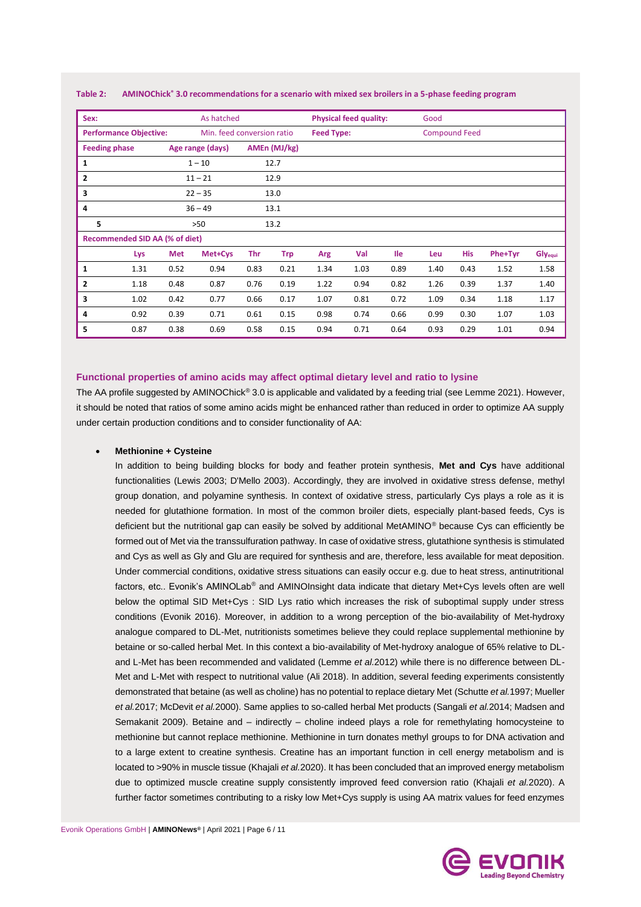**Table 2: AMINOChick® 3.0 recommendations for a scenario with mixed sex broilers in a 5-phase feeding program**

| Sex: | | As hatched | | | Physical feed quality: | | Good | | | | |
|---|---|---|---|---|---|---|---|---|---|---|---|
| **Performance Objective:** | | Min. feed conversion ratio | | | **Feed Type:** | | Compound Feed | | | | |
| **Feeding phase** | | **Age range (days)** | **AMEn (MJ/kg)** | | | | | | | | |
| 1 | | 1 – 10 | 12.7 | | | | | | | | |
| 2 | | 11 – 21 | 12.9 | | | | | | | | |
| 3 | | 22 – 35 | 13.0 | | | | | | | | |
| 4 | | 36 – 49 | 13.1 | | | | | | | | |
| 5 | | >50 | 13.2 | | | | | | | | |
| **Recommended SID AA (% of diet)** | | | | | | | | | | | |

| | Lys | Met | Met+Cys | Thr | Trp | Arg | Val | Ile | Leu | His | Phe+Tyr | $Gly_{equi}$ |
|---|---|---|---|---|---|---|---|---|---|---|---|---|
| 1 | 1.31 | 0.52 | 0.94 | 0.83 | 0.21 | 1.34 | 1.03 | 0.89 | 1.40 | 0.43 | 1.52 | 1.58 |
| 2 | 1.18 | 0.48 | 0.87 | 0.76 | 0.19 | 1.22 | 0.94 | 0.82 | 1.26 | 0.39 | 1.37 | 1.40 |
| 3 | 1.02 | 0.42 | 0.77 | 0.66 | 0.17 | 1.07 | 0.81 | 0.72 | 1.09 | 0.34 | 1.18 | 1.17 |
| 4 | 0.92 | 0.39 | 0.71 | 0.61 | 0.15 | 0.98 | 0.74 | 0.66 | 0.99 | 0.30 | 1.07 | 1.03 |
| 5 | 0.87 | 0.38 | 0.69 | 0.58 | 0.15 | 0.94 | 0.71 | 0.64 | 0.93 | 0.29 | 1.01 | 0.94 |

### Functional properties of amino acids may affect optimal dietary level and ratio to lysine

The AA profile suggested by AMINOChick® 3.0 is applicable and validated by a feeding trial (see Lemme 2021). However, it should be noted that ratios of some amino acids might be enhanced rather than reduced in order to optimize AA supply under certain production conditions and to consider functionality of AA:

- **Methionine + Cysteine**

  In addition to being building blocks for body and feather protein synthesis, **Met and Cys** have additional functionalities (Lewis 2003; D'Mello 2003). Accordingly, they are involved in oxidative stress defense, methyl group donation, and polyamine synthesis. In context of oxidative stress, particularly Cys plays a role as it is needed for glutathione formation. In most of the common broiler diets, especially plant-based feeds, Cys is deficient but the nutritional gap can easily be solved by additional MetAMINO® because Cys can efficiently be formed out of Met via the transsulfuration pathway. In case of oxidative stress, glutathione synthesis is stimulated and Cys as well as Gly and Glu are required for synthesis and are, therefore, less available for meat deposition. Under commercial conditions, oxidative stress situations can easily occur e.g. due to heat stress, antinutritional factors, etc.. Evonik's AMINOLab® and AMINOInsight data indicate that dietary Met+Cys levels often are well below the optimal SID Met+Cys : SID Lys ratio which increases the risk of suboptimal supply under stress conditions (Evonik 2016). Moreover, in addition to a wrong perception of the bio-availability of Met-hydroxy analogue compared to DL-Met, nutritionists sometimes believe they could replace supplemental methionine by betaine or so-called herbal Met. In this context a bio-availability of Met-hydroxy analogue of 65% relative to DL- and L-Met has been recommended and validated (Lemme *et al.*2012) while there is no difference between DL-Met and L-Met with respect to nutritional value (Ali 2018). In addition, several feeding experiments consistently demonstrated that betaine (as well as choline) has no potential to replace dietary Met (Schutte *et al.*1997; Mueller *et al.*2017; McDevit *et al.*2000). Same applies to so-called herbal Met products (Sangali *et al.*2014; Madsen and Semakanit 2009). Betaine and – indirectly – choline indeed plays a role for remethylating homocysteine to methionine but cannot replace methionine. Methionine in turn donates methyl groups to for DNA activation and to a large extent to creatine synthesis. Creatine has an important function in cell energy metabolism and is located to >90% in muscle tissue (Khajali *et al.*2020). It has been concluded that an improved energy metabolism due to optimized muscle creatine supply consistently improved feed conversion ratio (Khajali *et al.*2020). A further factor sometimes contributing to a risky low Met+Cys supply is using AA matrix values for feed enzymes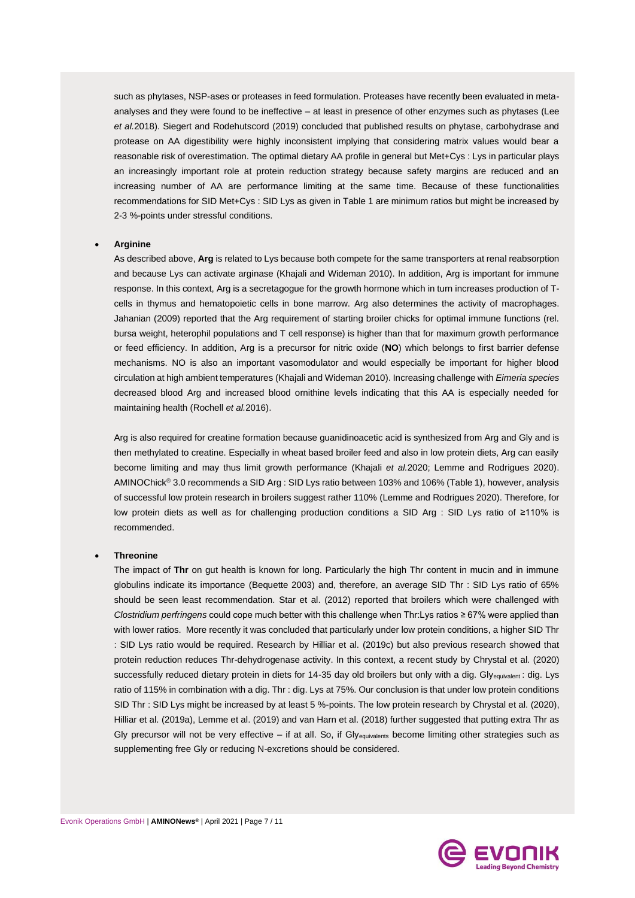such as phytases, NSP-ases or proteases in feed formulation. Proteases have recently been evaluated in meta-analyses and they were found to be ineffective – at least in presence of other enzymes such as phytases (Lee *et al.*2018). Siegert and Rodehutscord (2019) concluded that published results on phytase, carbohydrase and protease on AA digestibility were highly inconsistent implying that considering matrix values would bear a reasonable risk of overestimation. The optimal dietary AA profile in general but Met+Cys : Lys in particular plays an increasingly important role at protein reduction strategy because safety margins are reduced and an increasing number of AA are performance limiting at the same time. Because of these functionalities recommendations for SID Met+Cys : SID Lys as given in Table 1 are minimum ratios but might be increased by 2-3 %-points under stressful conditions.

- **Arginine**

  As described above, **Arg** is related to Lys because both compete for the same transporters at renal reabsorption and because Lys can activate arginase (Khajali and Wideman 2010). In addition, Arg is important for immune response. In this context, Arg is a secretagogue for the growth hormone which in turn increases production of T-cells in thymus and hematopoietic cells in bone marrow. Arg also determines the activity of macrophages. Jahanian (2009) reported that the Arg requirement of starting broiler chicks for optimal immune functions (rel. bursa weight, heterophil populations and T cell response) is higher than that for maximum growth performance or feed efficiency. In addition, Arg is a precursor for nitric oxide (**NO**) which belongs to first barrier defense mechanisms. NO is also an important vasomodulator and would especially be important for higher blood circulation at high ambient temperatures (Khajali and Wideman 2010). Increasing challenge with *Eimeria species* decreased blood Arg and increased blood ornithine levels indicating that this AA is especially needed for maintaining health (Rochell *et al.*2016).

  Arg is also required for creatine formation because guanidinoacetic acid is synthesized from Arg and Gly and is then methylated to creatine. Especially in wheat based broiler feed and also in low protein diets, Arg can easily become limiting and may thus limit growth performance (Khajali *et al.*2020; Lemme and Rodrigues 2020). AMINOChick® 3.0 recommends a SID Arg : SID Lys ratio between 103% and 106% (Table 1), however, analysis of successful low protein research in broilers suggest rather 110% (Lemme and Rodrigues 2020). Therefore, for low protein diets as well as for challenging production conditions a SID Arg : SID Lys ratio of ≥110% is recommended.

- **Threonine**

  The impact of **Thr** on gut health is known for long. Particularly the high Thr content in mucin and in immune globulins indicate its importance (Bequette 2003) and, therefore, an average SID Thr : SID Lys ratio of 65% should be seen least recommendation. Star et al. (2012) reported that broilers which were challenged with *Clostridium perfringens* could cope much better with this challenge when Thr:Lys ratios ≥ 67% were applied than with lower ratios. More recently it was concluded that particularly under low protein conditions, a higher SID Thr : SID Lys ratio would be required. Research by Hilliar et al. (2019c) but also previous research showed that protein reduction reduces Thr-dehydrogenase activity. In this context, a recent study by Chrystal et al. (2020) successfully reduced dietary protein in diets for 14-35 day old broilers but only with a dig. $Gly_{equivalent}$ : dig. Lys ratio of 115% in combination with a dig. Thr : dig. Lys at 75%. Our conclusion is that under low protein conditions SID Thr : SID Lys might be increased by at least 5 %-points. The low protein research by Chrystal et al. (2020), Hilliar et al. (2019a), Lemme et al. (2019) and van Harn et al. (2018) further suggested that putting extra Thr as Gly precursor will not be very effective – if at all. So, if $Gly_{equivalents}$ become limiting other strategies such as supplementing free Gly or reducing N-excretions should be considered.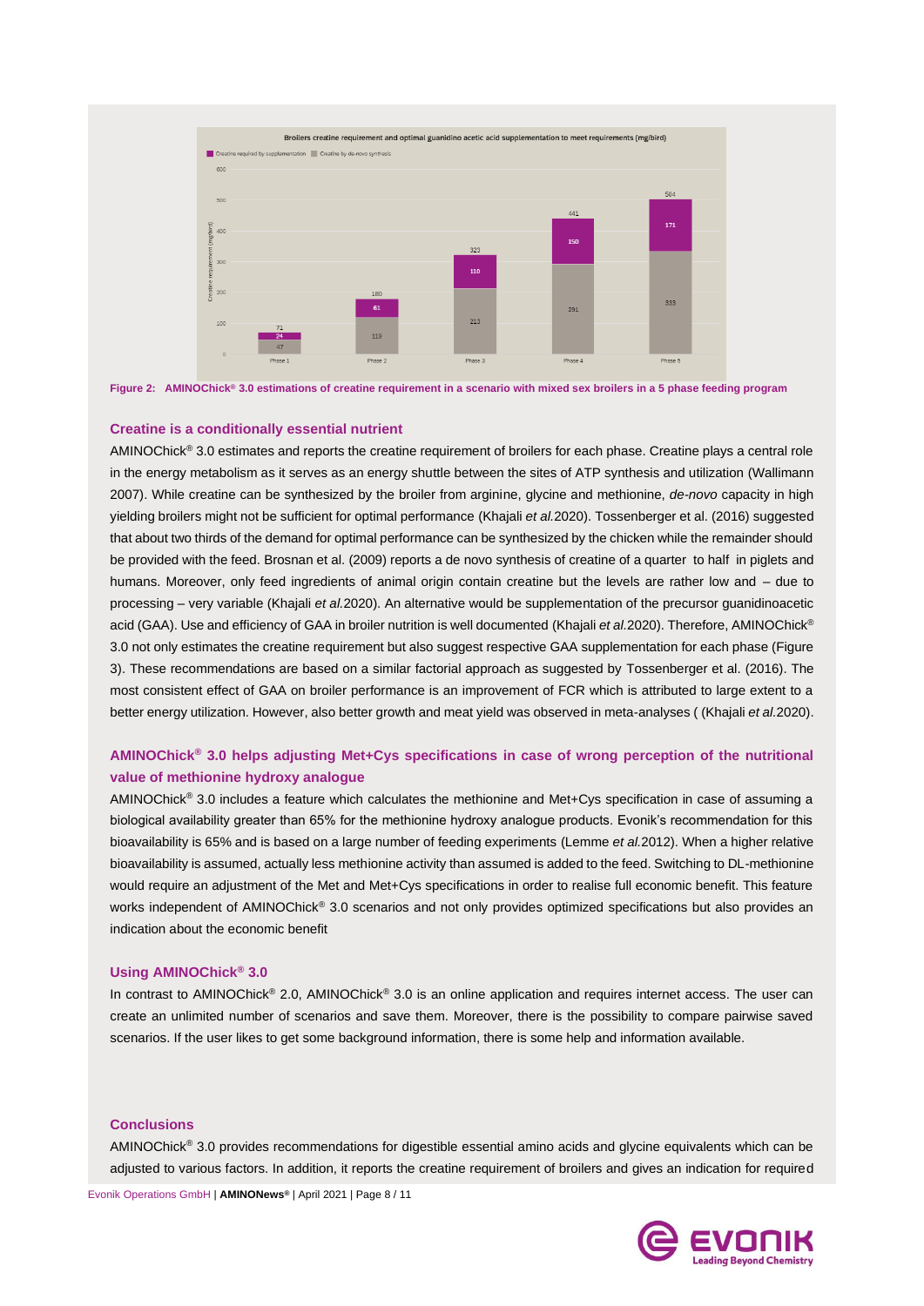Figure 2: AMINOChick® 3.0 estimations of creatine requirement in a scenario with mixed sex broilers in a 5 phase feeding program

### Creatine is a conditionally essential nutrient

AMINOChick® 3.0 estimates and reports the creatine requirement of broilers for each phase. Creatine plays a central role in the energy metabolism as it serves as an energy shuttle between the sites of ATP synthesis and utilization (Wallimann 2007). While creatine can be synthesized by the broiler from arginine, glycine and methionine, *de-novo* capacity in high yielding broilers might not be sufficient for optimal performance (Khajali *et al.* 2020). Tossenberger et al. (2016) suggested that about two thirds of the demand for optimal performance can be synthesized by the chicken while the remainder should be provided with the feed. Brosnan et al. (2009) reports a de novo synthesis of creatine of a quarter to half in piglets and humans. Moreover, only feed ingredients of animal origin contain creatine but the levels are rather low and – due to processing – very variable (Khajali *et al.* 2020). An alternative would be supplementation of the precursor guanidinoacetic acid (GAA). Use and efficiency of GAA in broiler nutrition is well documented (Khajali *et al.* 2020). Therefore, AMINOChick® 3.0 not only estimates the creatine requirement but also suggest respective GAA supplementation for each phase (Figure 3). These recommendations are based on a similar factorial approach as suggested by Tossenberger et al. (2016). The most consistent effect of GAA on broiler performance is an improvement of FCR which is attributed to large extent to a better energy utilization. However, also better growth and meat yield was observed in meta-analyses ( (Khajali *et al.* 2020).

### AMINOChick® 3.0 helps adjusting Met+Cys specifications in case of wrong perception of the nutritional value of methionine hydroxy analogue

AMINOChick® 3.0 includes a feature which calculates the methionine and Met+Cys specification in case of assuming a biological availability greater than 65% for the methionine hydroxy analogue products. Evonik's recommendation for this bioavailability is 65% and is based on a large number of feeding experiments (Lemme *et al.* 2012). When a higher relative bioavailability is assumed, actually less methionine activity than assumed is added to the feed. Switching to DL-methionine would require an adjustment of the Met and Met+Cys specifications in order to realise full economic benefit. This feature works independent of AMINOChick® 3.0 scenarios and not only provides optimized specifications but also provides an indication about the economic benefit

### Using AMINOChick® 3.0

In contrast to AMINOChick® 2.0, AMINOChick® 3.0 is an online application and requires internet access. The user can create an unlimited number of scenarios and save them. Moreover, there is the possibility to compare pairwise saved scenarios. If the user likes to get some background information, there is some help and information available.

### Conclusions

AMINOChick® 3.0 provides recommendations for digestible essential amino acids and glycine equivalents which can be adjusted to various factors. In addition, it reports the creatine requirement of broilers and gives an indication for required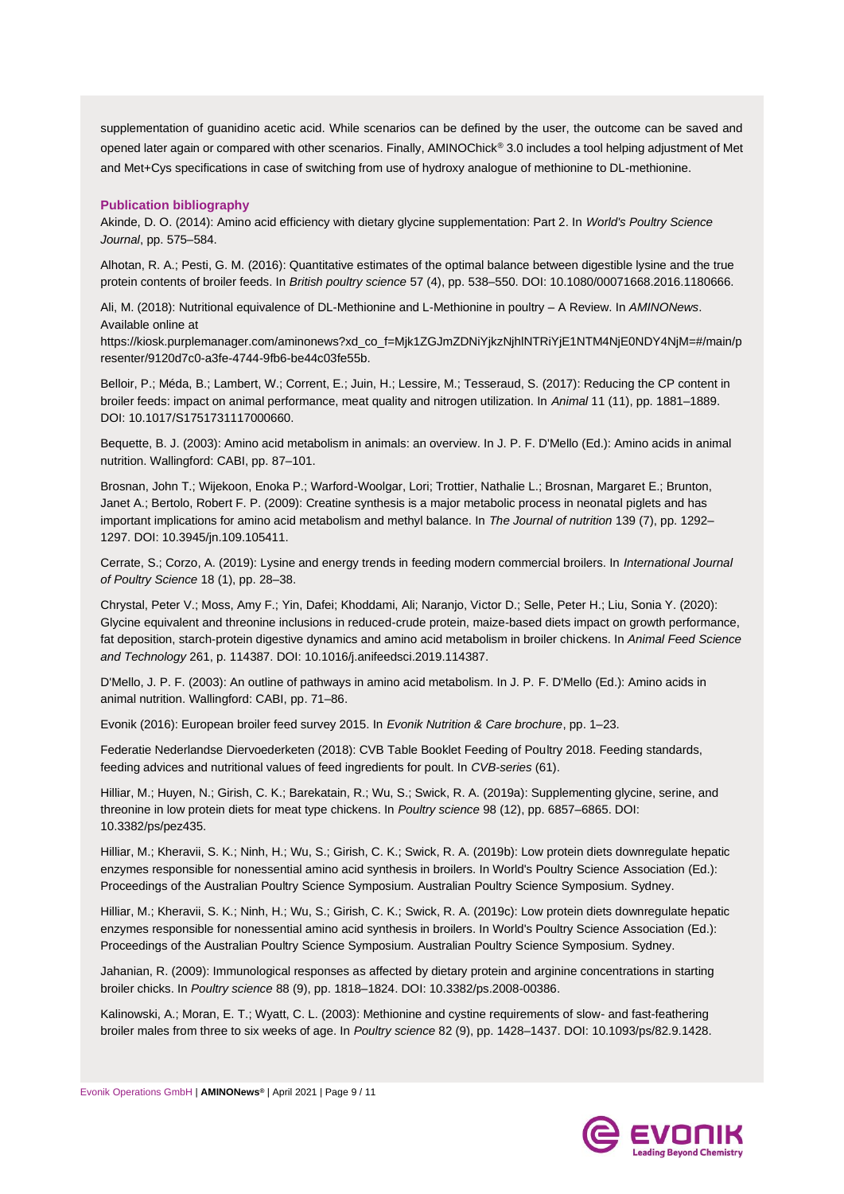supplementation of guanidino acetic acid. While scenarios can be defined by the user, the outcome can be saved and opened later again or compared with other scenarios. Finally, AMINOChick® 3.0 includes a tool helping adjustment of Met and Met+Cys specifications in case of switching from use of hydroxy analogue of methionine to DL-methionine.

### Publication bibliography

Akinde, D. O. (2014): Amino acid efficiency with dietary glycine supplementation: Part 2. In *World's Poultry Science Journal*, pp. 575–584.

Alhotan, R. A.; Pesti, G. M. (2016): Quantitative estimates of the optimal balance between digestible lysine and the true protein contents of broiler feeds. In *British poultry science* 57 (4), pp. 538–550. DOI: 10.1080/00071668.2016.1180666.

Ali, M. (2018): Nutritional equivalence of DL-Methionine and L-Methionine in poultry – A Review. In *AMINONews*. Available online at https://kiosk.purplemanager.com/aminonews?xd_co_f=Mjk1ZGJmZDNiYjkzNjhlNTRiYjE1NTM4NjE0NDY4NjM=#/main/presenter/9120d7c0-a3fe-4744-9fb6-be44c03fe55b.

Belloir, P.; Méda, B.; Lambert, W.; Corrent, E.; Juin, H.; Lessire, M.; Tesseraud, S. (2017): Reducing the CP content in broiler feeds: impact on animal performance, meat quality and nitrogen utilization. In *Animal* 11 (11), pp. 1881–1889. DOI: 10.1017/S1751731117000660.

Bequette, B. J. (2003): Amino acid metabolism in animals: an overview. In J. P. F. D'Mello (Ed.): Amino acids in animal nutrition. Wallingford: CABI, pp. 87–101.

Brosnan, John T.; Wijekoon, Enoka P.; Warford-Woolgar, Lori; Trottier, Nathalie L.; Brosnan, Margaret E.; Brunton, Janet A.; Bertolo, Robert F. P. (2009): Creatine synthesis is a major metabolic process in neonatal piglets and has important implications for amino acid metabolism and methyl balance. In *The Journal of nutrition* 139 (7), pp. 1292–1297. DOI: 10.3945/jn.109.105411.

Cerrate, S.; Corzo, A. (2019): Lysine and energy trends in feeding modern commercial broilers. In *International Journal of Poultry Science* 18 (1), pp. 28–38.

Chrystal, Peter V.; Moss, Amy F.; Yin, Dafei; Khoddami, Ali; Naranjo, Victor D.; Selle, Peter H.; Liu, Sonia Y. (2020): Glycine equivalent and threonine inclusions in reduced-crude protein, maize-based diets impact on growth performance, fat deposition, starch-protein digestive dynamics and amino acid metabolism in broiler chickens. In *Animal Feed Science and Technology* 261, p. 114387. DOI: 10.1016/j.anifeedsci.2019.114387.

D'Mello, J. P. F. (2003): An outline of pathways in amino acid metabolism. In J. P. F. D'Mello (Ed.): Amino acids in animal nutrition. Wallingford: CABI, pp. 71–86.

Evonik (2016): European broiler feed survey 2015. In *Evonik Nutrition & Care brochure*, pp. 1–23.

Federatie Nederlandse Diervoederketen (2018): CVB Table Booklet Feeding of Poultry 2018. Feeding standards, feeding advices and nutritional values of feed ingredients for poult. In *CVB-series* (61).

Hilliar, M.; Huyen, N.; Girish, C. K.; Barekatain, R.; Wu, S.; Swick, R. A. (2019a): Supplementing glycine, serine, and threonine in low protein diets for meat type chickens. In *Poultry science* 98 (12), pp. 6857–6865. DOI: 10.3382/ps/pez435.

Hilliar, M.; Kheravii, S. K.; Ninh, H.; Wu, S.; Girish, C. K.; Swick, R. A. (2019b): Low protein diets downregulate hepatic enzymes responsible for nonessential amino acid synthesis in broilers. In World's Poultry Science Association (Ed.): Proceedings of the Australian Poultry Science Symposium. Australian Poultry Science Symposium. Sydney.

Hilliar, M.; Kheravii, S. K.; Ninh, H.; Wu, S.; Girish, C. K.; Swick, R. A. (2019c): Low protein diets downregulate hepatic enzymes responsible for nonessential amino acid synthesis in broilers. In World's Poultry Science Association (Ed.): Proceedings of the Australian Poultry Science Symposium. Australian Poultry Science Symposium. Sydney.

Jahanian, R. (2009): Immunological responses as affected by dietary protein and arginine concentrations in starting broiler chicks. In *Poultry science* 88 (9), pp. 1818–1824. DOI: 10.3382/ps.2008-00386.

Kalinowski, A.; Moran, E. T.; Wyatt, C. L. (2003): Methionine and cystine requirements of slow- and fast-feathering broiler males from three to six weeks of age. In *Poultry science* 82 (9), pp. 1428–1437. DOI: 10.1093/ps/82.9.1428.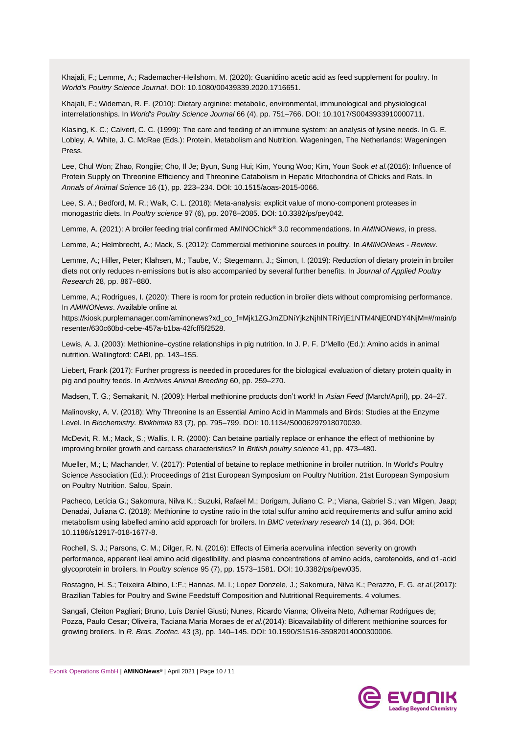Khajali, F.; Lemme, A.; Rademacher-Heilshorn, M. (2020): Guanidino acetic acid as feed supplement for poultry. In *World's Poultry Science Journal*. DOI: 10.1080/00439339.2020.1716651.

Khajali, F.; Wideman, R. F. (2010): Dietary arginine: metabolic, environmental, immunological and physiological interrelationships. In *World's Poultry Science Journal* 66 (4), pp. 751–766. DOI: 10.1017/S0043933910000711.

Klasing, K. C.; Calvert, C. C. (1999): The care and feeding of an immune system: an analysis of lysine needs. In G. E. Lobley, A. White, J. C. McRae (Eds.): Protein, Metabolism and Nutrition. Wageningen, The Netherlands: Wageningen Press.

Lee, Chul Won; Zhao, Rongjie; Cho, Il Je; Byun, Sung Hui; Kim, Young Woo; Kim, Youn Sook *et al.*(2016): Influence of Protein Supply on Threonine Efficiency and Threonine Catabolism in Hepatic Mitochondria of Chicks and Rats. In *Annals of Animal Science* 16 (1), pp. 223–234. DOI: 10.1515/aoas-2015-0066.

Lee, S. A.; Bedford, M. R.; Walk, C. L. (2018): Meta-analysis: explicit value of mono-component proteases in monogastric diets. In *Poultry science* 97 (6), pp. 2078–2085. DOI: 10.3382/ps/pey042.

Lemme, A. (2021): A broiler feeding trial confirmed AMINOChick® 3.0 recommendations. In *AMINONews*, in press.

Lemme, A.; Helmbrecht, A.; Mack, S. (2012): Commercial methionine sources in poultry. In *AMINONews - Review*.

Lemme, A.; Hiller, Peter; Klahsen, M.; Taube, V.; Stegemann, J.; Simon, I. (2019): Reduction of dietary protein in broiler diets not only reduces n-emissions but is also accompanied by several further benefits. In *Journal of Applied Poultry Research* 28, pp. 867–880.

Lemme, A.; Rodrigues, I. (2020): There is room for protein reduction in broiler diets without compromising performance. In *AMINONews*. Available online at https://kiosk.purplemanager.com/aminonews?xd_co_f=Mjk1ZGJmZDNiYjkzNjhlNTRiYjE1NTM4NjE0NDY4NjM=#/main/presenter/630c60bd-cebe-457a-b1ba-42fcff5f2528.

Lewis, A. J. (2003): Methionine–cystine relationships in pig nutrition. In J. P. F. D'Mello (Ed.): Amino acids in animal nutrition. Wallingford: CABI, pp. 143–155.

Liebert, Frank (2017): Further progress is needed in procedures for the biological evaluation of dietary protein quality in pig and poultry feeds. In *Archives Animal Breeding* 60, pp. 259–270.

Madsen, T. G.; Semakanit, N. (2009): Herbal methionine products don't work! In *Asian Feed* (March/April), pp. 24–27.

Malinovsky, A. V. (2018): Why Threonine Is an Essential Amino Acid in Mammals and Birds: Studies at the Enzyme Level. In *Biochemistry. Biokhimiia* 83 (7), pp. 795–799. DOI: 10.1134/S0006297918070039.

McDevit, R. M.; Mack, S.; Wallis, I. R. (2000): Can betaine partially replace or enhance the effect of methionine by improving broiler growth and carcass characteristics? In *British poultry science* 41, pp. 473–480.

Mueller, M.; L; Machander, V. (2017): Potential of betaine to replace methionine in broiler nutrition. In World's Poultry Science Association (Ed.): Proceedings of 21st European Symposium on Poultry Nutrition. 21st European Symposium on Poultry Nutrition. Salou, Spain.

Pacheco, Letícia G.; Sakomura, Nilva K.; Suzuki, Rafael M.; Dorigam, Juliano C. P.; Viana, Gabriel S.; van Milgen, Jaap; Denadai, Juliana C. (2018): Methionine to cystine ratio in the total sulfur amino acid requirements and sulfur amino acid metabolism using labelled amino acid approach for broilers. In *BMC veterinary research* 14 (1), p. 364. DOI: 10.1186/s12917-018-1677-8.

Rochell, S. J.; Parsons, C. M.; Dilger, R. N. (2016): Effects of Eimeria acervulina infection severity on growth performance, apparent ileal amino acid digestibility, and plasma concentrations of amino acids, carotenoids, and α1-acid glycoprotein in broilers. In *Poultry science* 95 (7), pp. 1573–1581. DOI: 10.3382/ps/pew035.

Rostagno, H. S.; Teixeira Albino, L:F.; Hannas, M. I.; Lopez Donzele, J.; Sakomura, Nilva K.; Perazzo, F. G. *et al.*(2017): Brazilian Tables for Poultry and Swine Feedstuff Composition and Nutritional Requirements. 4 volumes.

Sangali, Cleiton Pagliari; Bruno, Luís Daniel Giusti; Nunes, Ricardo Vianna; Oliveira Neto, Adhemar Rodrigues de; Pozza, Paulo Cesar; Oliveira, Taciana Maria Moraes de *et al.*(2014): Bioavailability of different methionine sources for growing broilers. In *R. Bras. Zootec.* 43 (3), pp. 140–145. DOI: 10.1590/S1516-35982014000300006.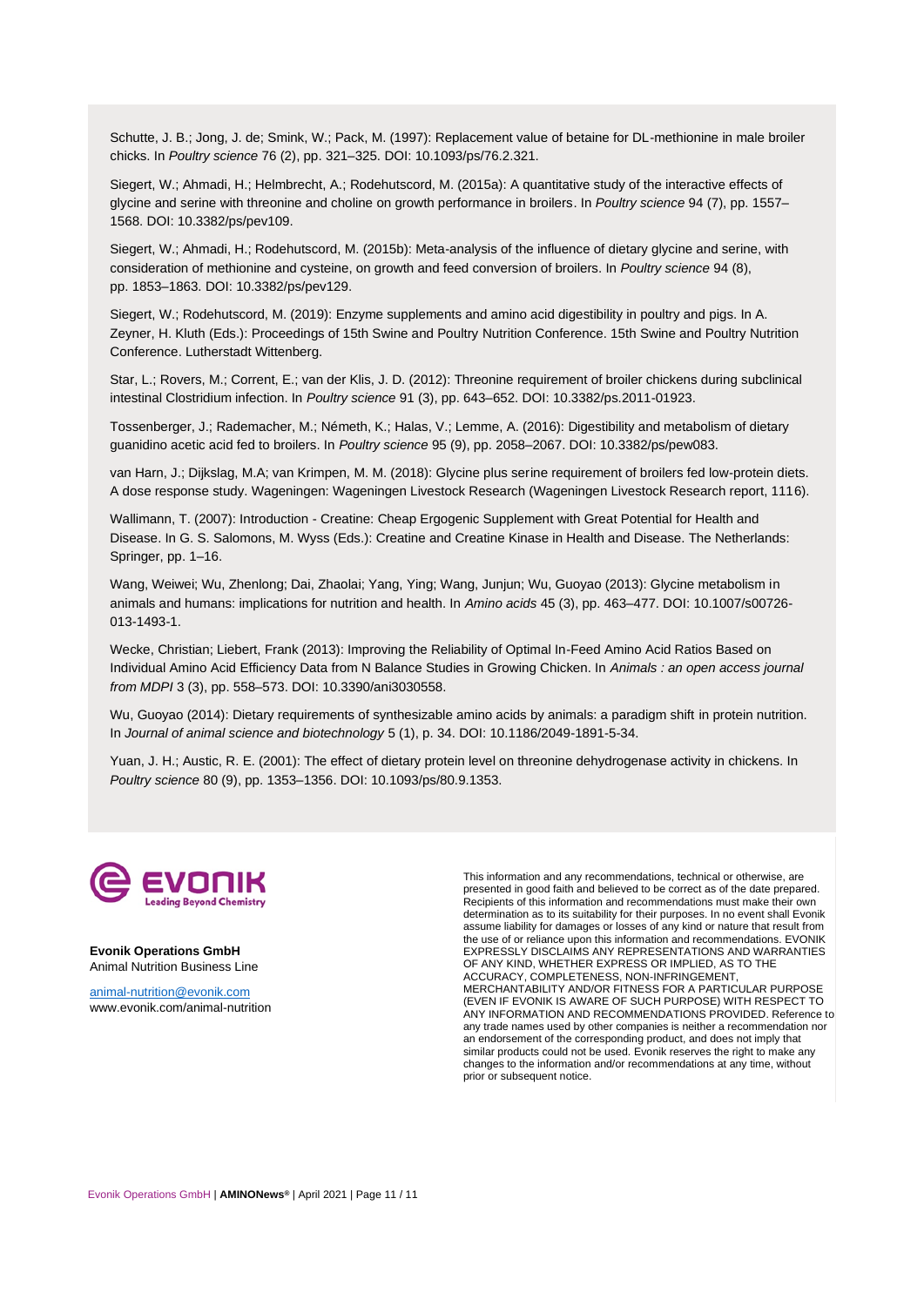Schutte, J. B.; Jong, J. de; Smink, W.; Pack, M. (1997): Replacement value of betaine for DL-methionine in male broiler chicks. In *Poultry science* 76 (2), pp. 321–325. DOI: 10.1093/ps/76.2.321.

Siegert, W.; Ahmadi, H.; Helmbrecht, A.; Rodehutscord, M. (2015a): A quantitative study of the interactive effects of glycine and serine with threonine and choline on growth performance in broilers. In *Poultry science* 94 (7), pp. 1557–1568. DOI: 10.3382/ps/pev109.

Siegert, W.; Ahmadi, H.; Rodehutscord, M. (2015b): Meta-analysis of the influence of dietary glycine and serine, with consideration of methionine and cysteine, on growth and feed conversion of broilers. In *Poultry science* 94 (8), pp. 1853–1863. DOI: 10.3382/ps/pev129.

Siegert, W.; Rodehutscord, M. (2019): Enzyme supplements and amino acid digestibility in poultry and pigs. In A. Zeyner, H. Kluth (Eds.): Proceedings of 15th Swine and Poultry Nutrition Conference. 15th Swine and Poultry Nutrition Conference. Lutherstadt Wittenberg.

Star, L.; Rovers, M.; Corrent, E.; van der Klis, J. D. (2012): Threonine requirement of broiler chickens during subclinical intestinal Clostridium infection. In *Poultry science* 91 (3), pp. 643–652. DOI: 10.3382/ps.2011-01923.

Tossenberger, J.; Rademacher, M.; Németh, K.; Halas, V.; Lemme, A. (2016): Digestibility and metabolism of dietary guanidino acetic acid fed to broilers. In *Poultry science* 95 (9), pp. 2058–2067. DOI: 10.3382/ps/pew083.

van Harn, J.; Dijkslag, M.A; van Krimpen, M. M. (2018): Glycine plus serine requirement of broilers fed low-protein diets. A dose response study. Wageningen: Wageningen Livestock Research (Wageningen Livestock Research report, 1116).

Wallimann, T. (2007): Introduction - Creatine: Cheap Ergogenic Supplement with Great Potential for Health and Disease. In G. S. Salomons, M. Wyss (Eds.): Creatine and Creatine Kinase in Health and Disease. The Netherlands: Springer, pp. 1–16.

Wang, Weiwei; Wu, Zhenlong; Dai, Zhaolai; Yang, Ying; Wang, Junjun; Wu, Guoyao (2013): Glycine metabolism in animals and humans: implications for nutrition and health. In *Amino acids* 45 (3), pp. 463–477. DOI: 10.1007/s00726-013-1493-1.

Wecke, Christian; Liebert, Frank (2013): Improving the Reliability of Optimal In-Feed Amino Acid Ratios Based on Individual Amino Acid Efficiency Data from N Balance Studies in Growing Chicken. In *Animals : an open access journal from MDPI* 3 (3), pp. 558–573. DOI: 10.3390/ani3030558.

Wu, Guoyao (2014): Dietary requirements of synthesizable amino acids by animals: a paradigm shift in protein nutrition. In *Journal of animal science and biotechnology* 5 (1), p. 34. DOI: 10.1186/2049-1891-5-34.

Yuan, J. H.; Austic, R. E. (2001): The effect of dietary protein level on threonine dehydrogenase activity in chickens. In *Poultry science* 80 (9), pp. 1353–1356. DOI: 10.1093/ps/80.9.1353.

EVONIK
Leading Beyond Chemistry

**Evonik Operations GmbH**
Animal Nutrition Business Line

animal-nutrition@evonik.com
www.evonik.com/animal-nutrition

This information and any recommendations, technical or otherwise, are presented in good faith and believed to be correct as of the date prepared. Recipients of this information and recommendations must make their own determination as to its suitability for their purposes. In no event shall Evonik assume liability for damages or losses of any kind or nature that result from the use of or reliance upon this information and recommendations. EVONIK EXPRESSLY DISCLAIMS ANY REPRESENTATIONS AND WARRANTIES OF ANY KIND, WHETHER EXPRESS OR IMPLIED, AS TO THE ACCURACY, COMPLETENESS, NON-INFRINGEMENT, MERCHANTABILITY AND/OR FITNESS FOR A PARTICULAR PURPOSE (EVEN IF EVONIK IS AWARE OF SUCH PURPOSE) WITH RESPECT TO ANY INFORMATION AND RECOMMENDATIONS PROVIDED. Reference to any trade names used by other companies is neither a recommendation nor an endorsement of the corresponding product, and does not imply that similar products could not be used. Evonik reserves the right to make any changes to the information and/or recommendations at any time, without prior or subsequent notice.